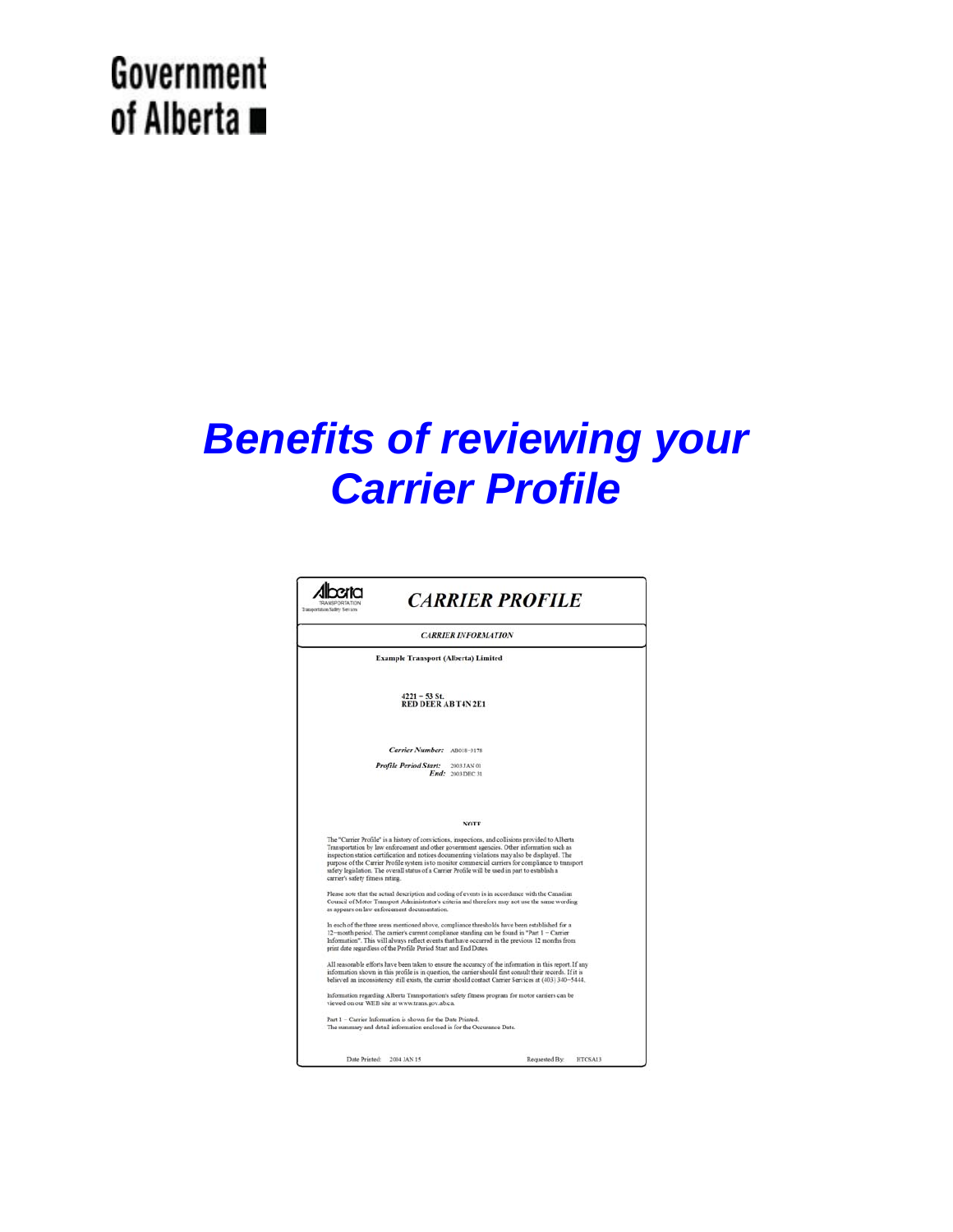# Government of Alberta

# *Benefits of reviewing your Carrier Profile*

Alberta
TRANSPORTATION
Transportation Safety Services

## *CARRIER PROFILE*

*CARRIER INFORMATION*

**Example Transport (Alberta) Limited**

**4221 – 53 St.**
**RED DEER AB T4N 2E1**

***Carrier Number:*** AB018-3178

***Profile Period Start:*** 2003 JAN 01
***End:*** 2003 DEC 31

**NOTE**

The "Carrier Profile" is a history of convictions, inspections, and collisions provided to Alberta Transportation by law enforcement and other government agencies. Other information such as inspection station certification and notices documenting violations may also be displayed. The purpose of the Carrier Profile system is to monitor commercial carriers for compliance to transport safety legislation. The overall status of a Carrier Profile will be used in part to establish a carrier's safety fitness rating.

Please note that the actual description and coding of events is in accordance with the Canadian Council of Motor Transport Administrator's criteria and therefore may not use the same wording as appears on law enforcement documentation.

In each of the three areas mentioned above, compliance thresholds have been established for a 12-month period. The carrier's current compliance standing can be found in "Part 1 – Carrier Information". This will always reflect events that have occurred in the previous 12 months from print date regardless of the Profile Period Start and End Dates.

All reasonable efforts have been taken to ensure the accuracy of the information in this report. If any information shown in this profile is in question, the carrier should first consult their records. If it is believed an inconsistency still exists, the carrier should contact Carrier Services at (403) 340-5444.

Information regarding Alberta Transportation's safety fitness program for motor carriers can be viewed on our WEB site at www.trans.gov.ab.ca.

Part 1 – Carrier Information is shown for the Date Printed.
The summary and detail information enclosed is for the Occurance Date.

Date Printed: 2004 JAN 15 Requested By: RTCSA13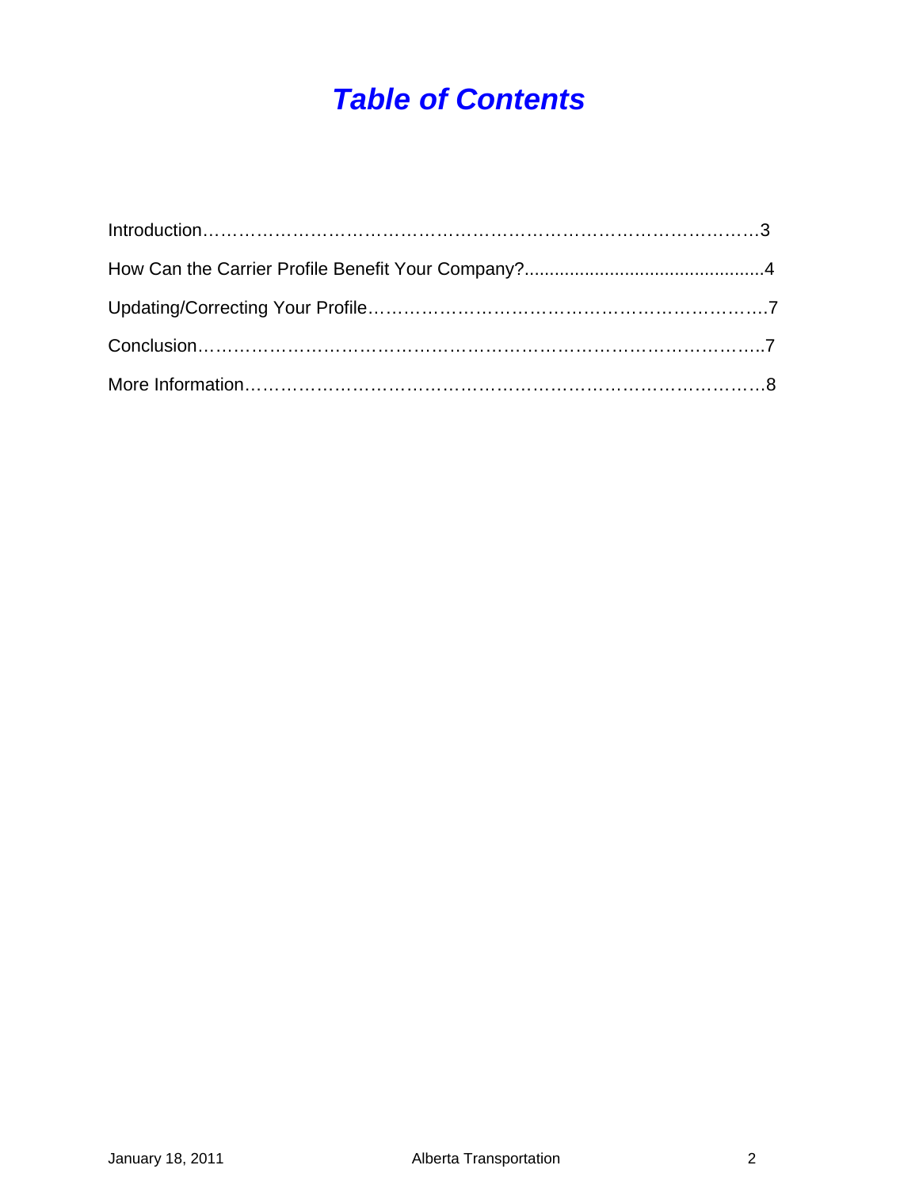# *Table of Contents*

Introduction……………………………………………………………………………………3

How Can the Carrier Profile Benefit Your Company?...............................................4

Updating/Correcting Your Profile………………………………………………………….7

Conclusion…………………………………………………………………………………..7

More Information……………………………………………………………………………8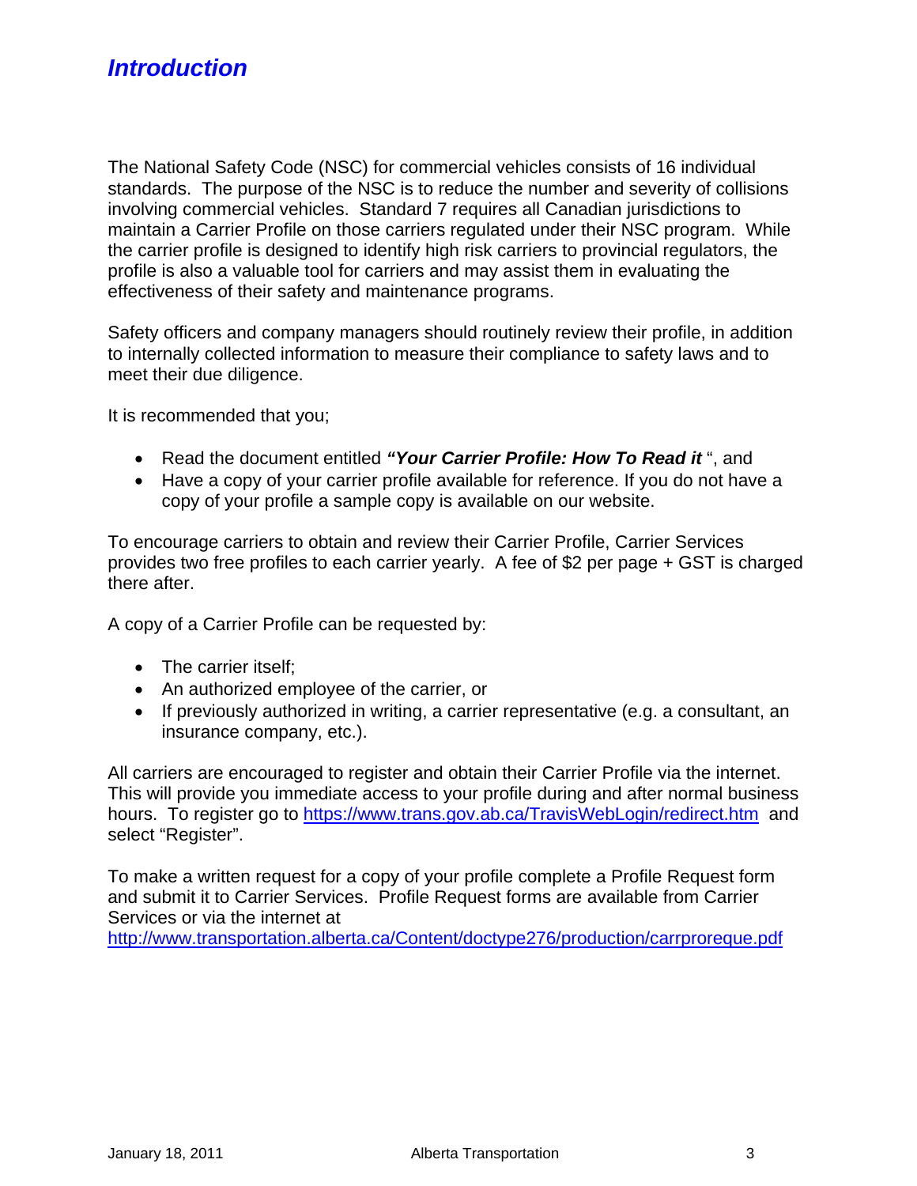# *Introduction*

The National Safety Code (NSC) for commercial vehicles consists of 16 individual standards. The purpose of the NSC is to reduce the number and severity of collisions involving commercial vehicles. Standard 7 requires all Canadian jurisdictions to maintain a Carrier Profile on those carriers regulated under their NSC program. While the carrier profile is designed to identify high risk carriers to provincial regulators, the profile is also a valuable tool for carriers and may assist them in evaluating the effectiveness of their safety and maintenance programs.

Safety officers and company managers should routinely review their profile, in addition to internally collected information to measure their compliance to safety laws and to meet their due diligence.

It is recommended that you;

- Read the document entitled ***"Your Carrier Profile: How To Read it*** ", and
- Have a copy of your carrier profile available for reference. If you do not have a copy of your profile a sample copy is available on our website.

To encourage carriers to obtain and review their Carrier Profile, Carrier Services provides two free profiles to each carrier yearly. A fee of $2 per page + GST is charged there after.

A copy of a Carrier Profile can be requested by:

- The carrier itself;
- An authorized employee of the carrier, or
- If previously authorized in writing, a carrier representative (e.g. a consultant, an insurance company, etc.).

All carriers are encouraged to register and obtain their Carrier Profile via the internet. This will provide you immediate access to your profile during and after normal business hours. To register go to https://www.trans.gov.ab.ca/TravisWebLogin/redirect.htm and select "Register".

To make a written request for a copy of your profile complete a Profile Request form and submit it to Carrier Services. Profile Request forms are available from Carrier Services or via the internet at http://www.transportation.alberta.ca/Content/doctype276/production/carrproreque.pdf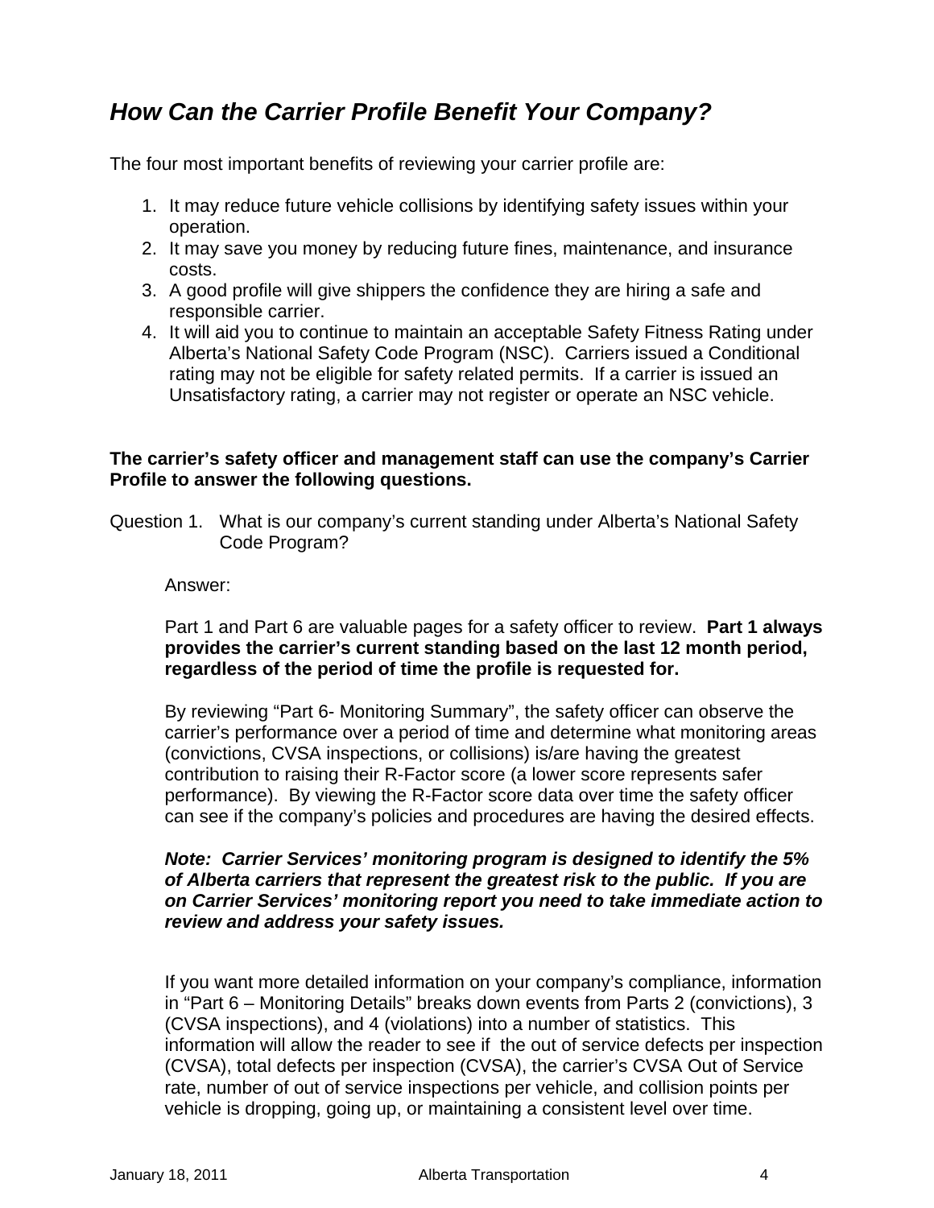## *How Can the Carrier Profile Benefit Your Company?*

The four most important benefits of reviewing your carrier profile are:

1. It may reduce future vehicle collisions by identifying safety issues within your operation.
2. It may save you money by reducing future fines, maintenance, and insurance costs.
3. A good profile will give shippers the confidence they are hiring a safe and responsible carrier.
4. It will aid you to continue to maintain an acceptable Safety Fitness Rating under Alberta's National Safety Code Program (NSC). Carriers issued a Conditional rating may not be eligible for safety related permits. If a carrier is issued an Unsatisfactory rating, a carrier may not register or operate an NSC vehicle.

**The carrier's safety officer and management staff can use the company's Carrier Profile to answer the following questions.**

Question 1. What is our company's current standing under Alberta's National Safety Code Program?

Answer:

Part 1 and Part 6 are valuable pages for a safety officer to review. **Part 1 always provides the carrier's current standing based on the last 12 month period, regardless of the period of time the profile is requested for.**

By reviewing "Part 6- Monitoring Summary", the safety officer can observe the carrier's performance over a period of time and determine what monitoring areas (convictions, CVSA inspections, or collisions) is/are having the greatest contribution to raising their R-Factor score (a lower score represents safer performance). By viewing the R-Factor score data over time the safety officer can see if the company's policies and procedures are having the desired effects.

***Note: Carrier Services' monitoring program is designed to identify the 5% of Alberta carriers that represent the greatest risk to the public. If you are on Carrier Services' monitoring report you need to take immediate action to review and address your safety issues.***

If you want more detailed information on your company's compliance, information in "Part 6 – Monitoring Details" breaks down events from Parts 2 (convictions), 3 (CVSA inspections), and 4 (violations) into a number of statistics. This information will allow the reader to see if the out of service defects per inspection (CVSA), total defects per inspection (CVSA), the carrier's CVSA Out of Service rate, number of out of service inspections per vehicle, and collision points per vehicle is dropping, going up, or maintaining a consistent level over time.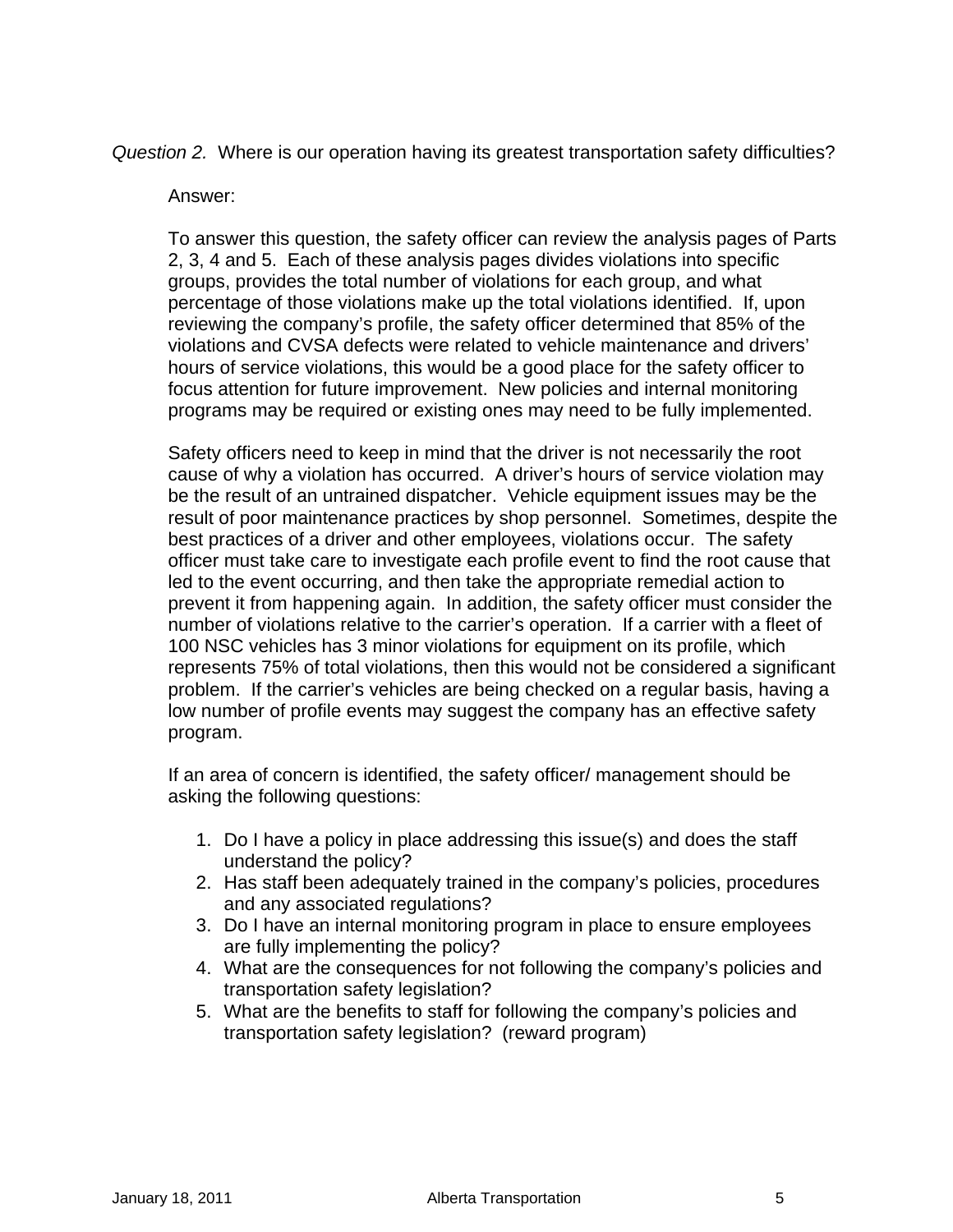*Question 2.* Where is our operation having its greatest transportation safety difficulties?

Answer:

To answer this question, the safety officer can review the analysis pages of Parts 2, 3, 4 and 5. Each of these analysis pages divides violations into specific groups, provides the total number of violations for each group, and what percentage of those violations make up the total violations identified. If, upon reviewing the company's profile, the safety officer determined that 85% of the violations and CVSA defects were related to vehicle maintenance and drivers' hours of service violations, this would be a good place for the safety officer to focus attention for future improvement. New policies and internal monitoring programs may be required or existing ones may need to be fully implemented.

Safety officers need to keep in mind that the driver is not necessarily the root cause of why a violation has occurred. A driver's hours of service violation may be the result of an untrained dispatcher. Vehicle equipment issues may be the result of poor maintenance practices by shop personnel. Sometimes, despite the best practices of a driver and other employees, violations occur. The safety officer must take care to investigate each profile event to find the root cause that led to the event occurring, and then take the appropriate remedial action to prevent it from happening again. In addition, the safety officer must consider the number of violations relative to the carrier's operation. If a carrier with a fleet of 100 NSC vehicles has 3 minor violations for equipment on its profile, which represents 75% of total violations, then this would not be considered a significant problem. If the carrier's vehicles are being checked on a regular basis, having a low number of profile events may suggest the company has an effective safety program.

If an area of concern is identified, the safety officer/ management should be asking the following questions:

1. Do I have a policy in place addressing this issue(s) and does the staff understand the policy?
2. Has staff been adequately trained in the company's policies, procedures and any associated regulations?
3. Do I have an internal monitoring program in place to ensure employees are fully implementing the policy?
4. What are the consequences for not following the company's policies and transportation safety legislation?
5. What are the benefits to staff for following the company's policies and transportation safety legislation? (reward program)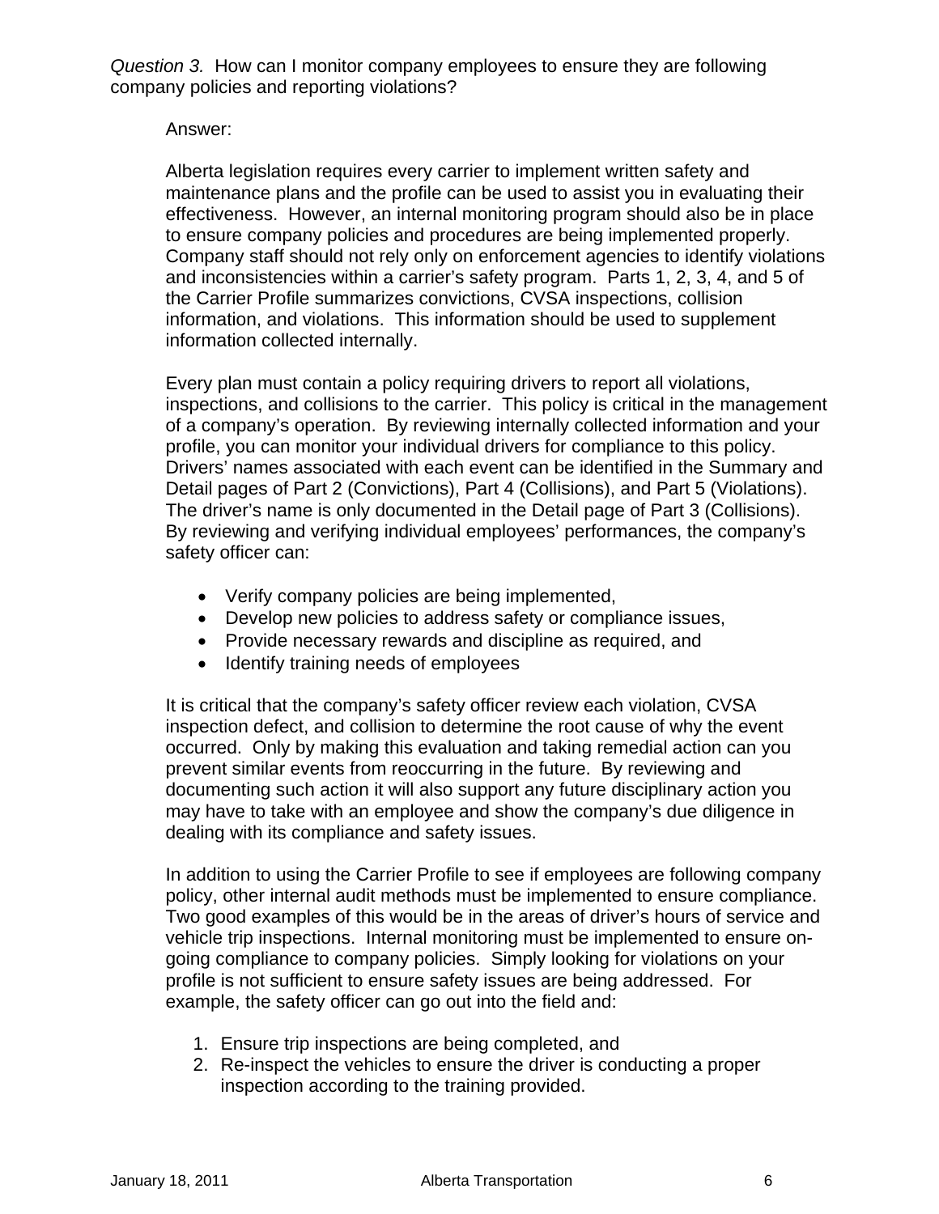*Question 3.* How can I monitor company employees to ensure they are following company policies and reporting violations?

Answer:

Alberta legislation requires every carrier to implement written safety and maintenance plans and the profile can be used to assist you in evaluating their effectiveness. However, an internal monitoring program should also be in place to ensure company policies and procedures are being implemented properly. Company staff should not rely only on enforcement agencies to identify violations and inconsistencies within a carrier's safety program. Parts 1, 2, 3, 4, and 5 of the Carrier Profile summarizes convictions, CVSA inspections, collision information, and violations. This information should be used to supplement information collected internally.

Every plan must contain a policy requiring drivers to report all violations, inspections, and collisions to the carrier. This policy is critical in the management of a company's operation. By reviewing internally collected information and your profile, you can monitor your individual drivers for compliance to this policy. Drivers' names associated with each event can be identified in the Summary and Detail pages of Part 2 (Convictions), Part 4 (Collisions), and Part 5 (Violations). The driver's name is only documented in the Detail page of Part 3 (Collisions). By reviewing and verifying individual employees' performances, the company's safety officer can:

- Verify company policies are being implemented,
- Develop new policies to address safety or compliance issues,
- Provide necessary rewards and discipline as required, and
- Identify training needs of employees

It is critical that the company's safety officer review each violation, CVSA inspection defect, and collision to determine the root cause of why the event occurred. Only by making this evaluation and taking remedial action can you prevent similar events from reoccurring in the future. By reviewing and documenting such action it will also support any future disciplinary action you may have to take with an employee and show the company's due diligence in dealing with its compliance and safety issues.

In addition to using the Carrier Profile to see if employees are following company policy, other internal audit methods must be implemented to ensure compliance. Two good examples of this would be in the areas of driver's hours of service and vehicle trip inspections. Internal monitoring must be implemented to ensure on-going compliance to company policies. Simply looking for violations on your profile is not sufficient to ensure safety issues are being addressed. For example, the safety officer can go out into the field and:

1. Ensure trip inspections are being completed, and
2. Re-inspect the vehicles to ensure the driver is conducting a proper inspection according to the training provided.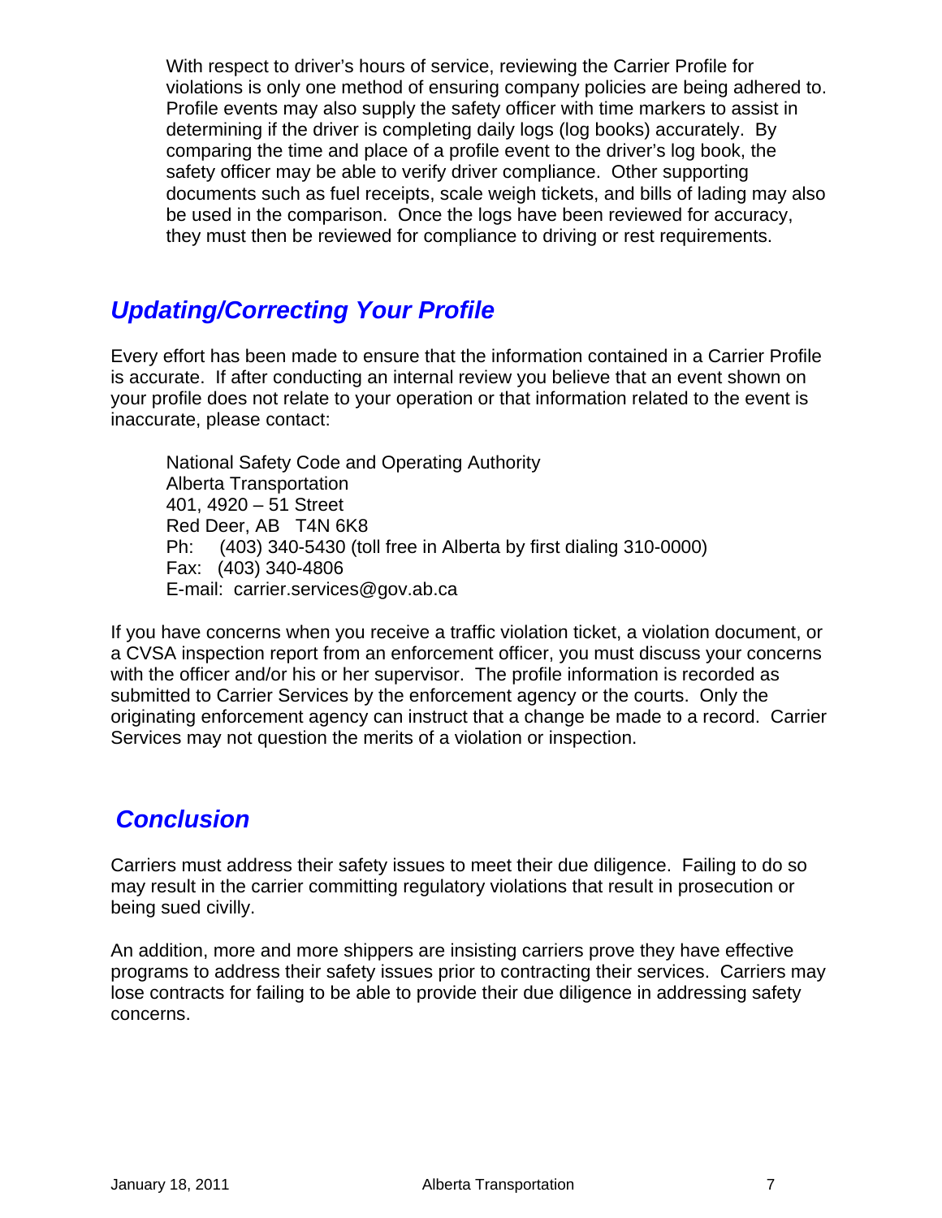With respect to driver's hours of service, reviewing the Carrier Profile for violations is only one method of ensuring company policies are being adhered to. Profile events may also supply the safety officer with time markers to assist in determining if the driver is completing daily logs (log books) accurately. By comparing the time and place of a profile event to the driver's log book, the safety officer may be able to verify driver compliance. Other supporting documents such as fuel receipts, scale weigh tickets, and bills of lading may also be used in the comparison. Once the logs have been reviewed for accuracy, they must then be reviewed for compliance to driving or rest requirements.

## *Updating/Correcting Your Profile*

Every effort has been made to ensure that the information contained in a Carrier Profile is accurate. If after conducting an internal review you believe that an event shown on your profile does not relate to your operation or that information related to the event is inaccurate, please contact:

National Safety Code and Operating Authority
Alberta Transportation
401, 4920 – 51 Street
Red Deer, AB T4N 6K8
Ph: (403) 340-5430 (toll free in Alberta by first dialing 310-0000)
Fax: (403) 340-4806
E-mail: carrier.services@gov.ab.ca

If you have concerns when you receive a traffic violation ticket, a violation document, or a CVSA inspection report from an enforcement officer, you must discuss your concerns with the officer and/or his or her supervisor. The profile information is recorded as submitted to Carrier Services by the enforcement agency or the courts. Only the originating enforcement agency can instruct that a change be made to a record. Carrier Services may not question the merits of a violation or inspection.

## *Conclusion*

Carriers must address their safety issues to meet their due diligence. Failing to do so may result in the carrier committing regulatory violations that result in prosecution or being sued civilly.

An addition, more and more shippers are insisting carriers prove they have effective programs to address their safety issues prior to contracting their services. Carriers may lose contracts for failing to be able to provide their due diligence in addressing safety concerns.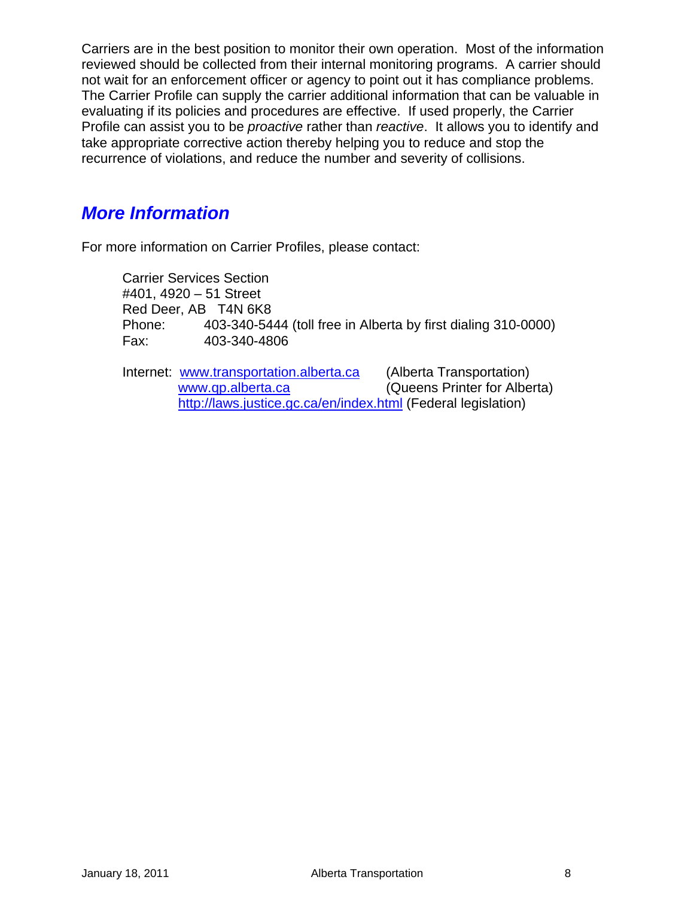Carriers are in the best position to monitor their own operation. Most of the information reviewed should be collected from their internal monitoring programs. A carrier should not wait for an enforcement officer or agency to point out it has compliance problems. The Carrier Profile can supply the carrier additional information that can be valuable in evaluating if its policies and procedures are effective. If used properly, the Carrier Profile can assist you to be *proactive* rather than *reactive*. It allows you to identify and take appropriate corrective action thereby helping you to reduce and stop the recurrence of violations, and reduce the number and severity of collisions.

## More Information

For more information on Carrier Profiles, please contact:

Carrier Services Section
#401, 4920 – 51 Street
Red Deer, AB T4N 6K8
Phone: 403-340-5444 (toll free in Alberta by first dialing 310-0000)
Fax: 403-340-4806

Internet: www.transportation.alberta.ca (Alberta Transportation)
www.qp.alberta.ca (Queens Printer for Alberta)
http://laws.justice.gc.ca/en/index.html (Federal legislation)